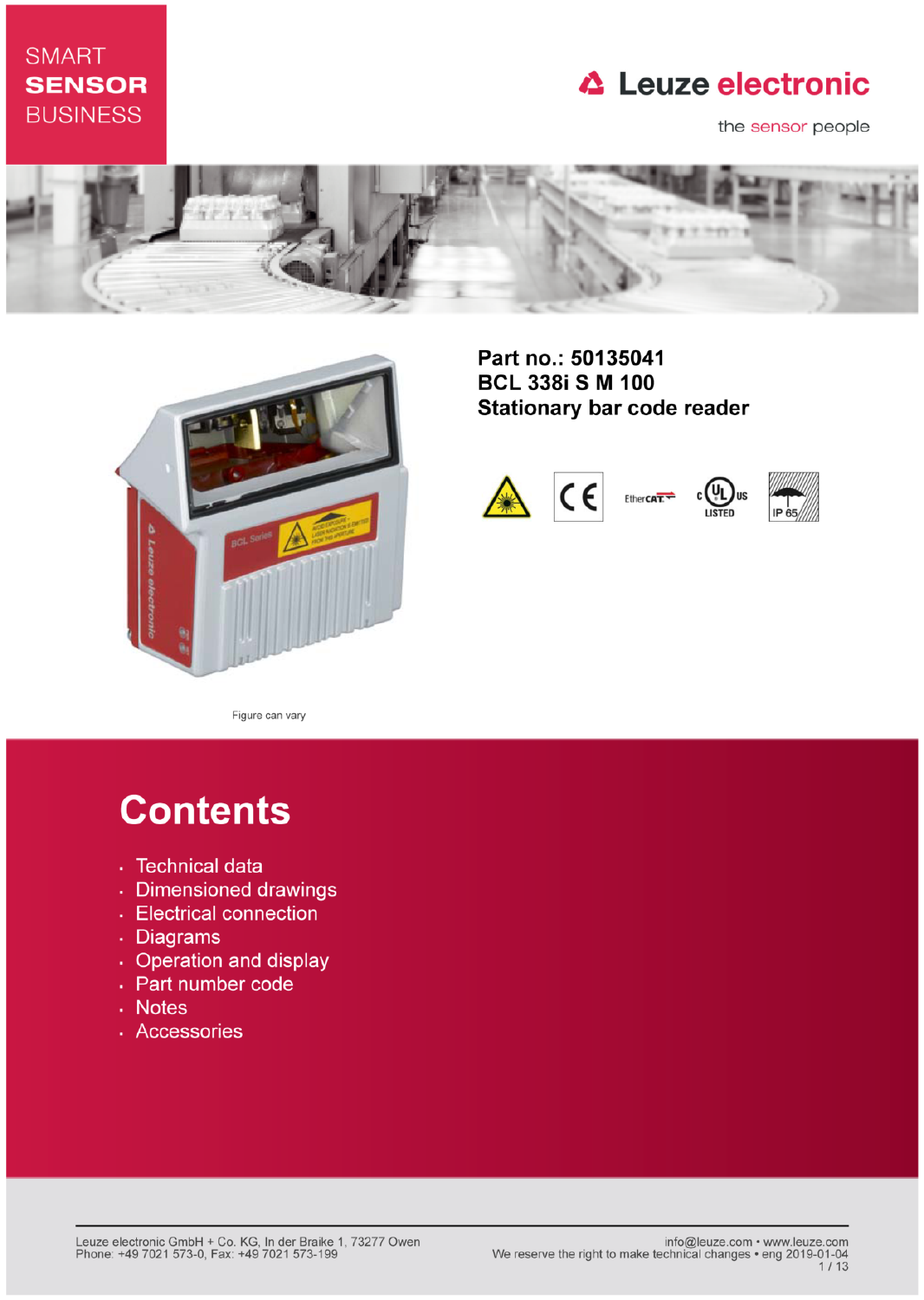SMART
**SENSOR**
BUSINESS

Leuze electronic

the sensor people

**Part no.: 50135041**
**BCL 338i S M 100**
**Stationary bar code reader**

Figure can vary

# Contents

- Technical data
- Dimensioned drawings
- Electrical connection
- Diagrams
- Operation and display
- Part number code
- Notes
- Accessories

Leuze electronic GmbH + Co. KG, In der Braike 1, 73277 Owen
Phone: +49 7021 573-0, Fax: +49 7021 573-199

info@leuze.com • www.leuze.com
We reserve the right to make technical changes • eng 2019-01-04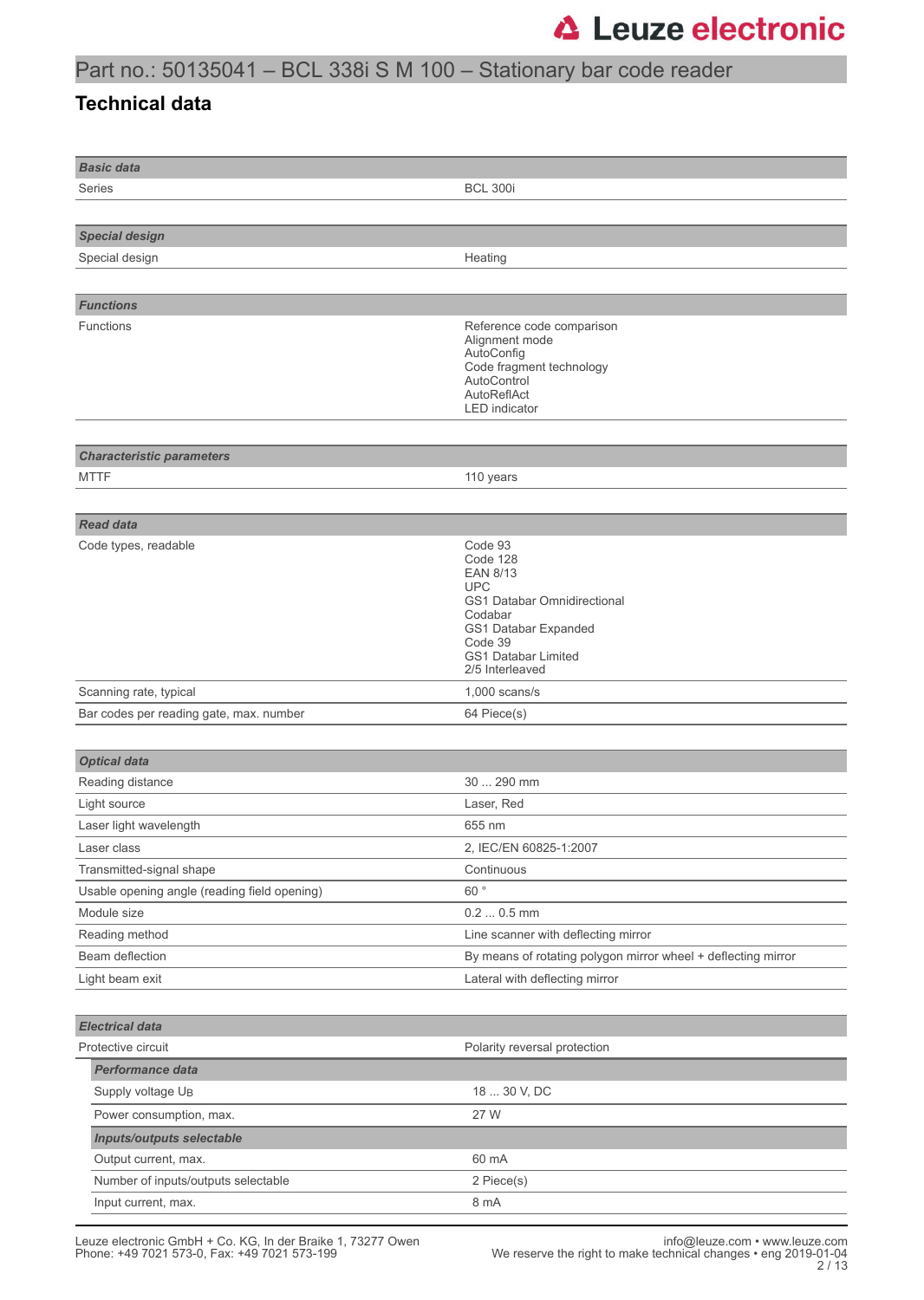Part no.: 50135041 – BCL 338i S M 100 – Stationary bar code reader

## Technical data

| **Basic data** | |
|---|---|
| Series | BCL 300i |

| **Special design** | |
|---|---|
| Special design | Heating |

| **Functions** | |
|---|---|
| Functions | Reference code comparison<br>Alignment mode<br>AutoConfig<br>Code fragment technology<br>AutoControl<br>AutoReflAct<br>LED indicator |

| **Characteristic parameters** | |
|---|---|
| MTTF | 110 years |

| **Read data** | |
|---|---|
| Code types, readable | Code 93<br>Code 128<br>EAN 8/13<br>UPC<br>GS1 Databar Omnidirectional<br>Codabar<br>GS1 Databar Expanded<br>Code 39<br>GS1 Databar Limited<br>2/5 Interleaved |
| Scanning rate, typical | 1,000 scans/s |
| Bar codes per reading gate, max. number | 64 Piece(s) |

| **Optical data** | |
|---|---|
| Reading distance | 30 ... 290 mm |
| Light source | Laser, Red |
| Laser light wavelength | 655 nm |
| Laser class | 2, IEC/EN 60825-1:2007 |
| Transmitted-signal shape | Continuous |
| Usable opening angle (reading field opening) | 60 ° |
| Module size | 0.2 ... 0.5 mm |
| Reading method | Line scanner with deflecting mirror |
| Beam deflection | By means of rotating polygon mirror wheel + deflecting mirror |
| Light beam exit | Lateral with deflecting mirror |

| **Electrical data** | |
|---|---|
| Protective circuit | Polarity reversal protection |
| ***Performance data*** | |
| Supply voltage $U_B$ | 18 ... 30 V, DC |
| Power consumption, max. | 27 W |
| ***Inputs/outputs selectable*** | |
| Output current, max. | 60 mA |
| Number of inputs/outputs selectable | 2 Piece(s) |
| Input current, max. | 8 mA |

Leuze electronic GmbH + Co. KG, In der Braike 1, 73277 Owen
Phone: +49 7021 573-0, Fax: +49 7021 573-199

info@leuze.com • www.leuze.com
We reserve the right to make technical changes • eng 2019-01-04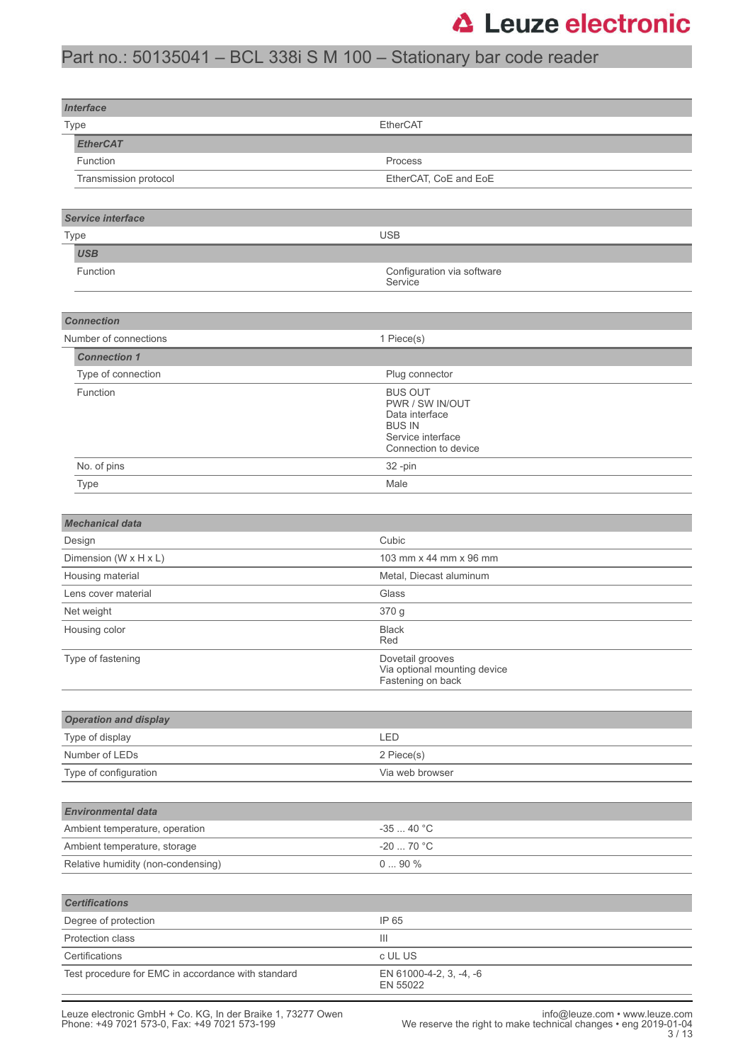# Part no.: 50135041 – BCL 338i S M 100 – Stationary bar code reader

| ***Interface*** | |
|---|---|
| Type | EtherCAT |
| ***EtherCAT*** | |
| Function | Process |
| Transmission protocol | EtherCAT, CoE and EoE |

| ***Service interface*** | |
|---|---|
| Type | USB |
| ***USB*** | |
| Function | Configuration via software<br>Service |

| ***Connection*** | |
|---|---|
| Number of connections | 1 Piece(s) |
| ***Connection 1*** | |
| Type of connection | Plug connector |
| Function | BUS OUT<br>PWR / SW IN/OUT<br>Data interface<br>BUS IN<br>Service interface<br>Connection to device |
| No. of pins | 32 -pin |
| Type | Male |

| ***Mechanical data*** | |
|---|---|
| Design | Cubic |
| Dimension (W x H x L) | 103 mm x 44 mm x 96 mm |
| Housing material | Metal, Diecast aluminum |
| Lens cover material | Glass |
| Net weight | 370 g |
| Housing color | Black<br>Red |
| Type of fastening | Dovetail grooves<br>Via optional mounting device<br>Fastening on back |

| ***Operation and display*** | |
|---|---|
| Type of display | LED |
| Number of LEDs | 2 Piece(s) |
| Type of configuration | Via web browser |

| ***Environmental data*** | |
|---|---|
| Ambient temperature, operation | -35 ... 40 °C |
| Ambient temperature, storage | -20 ... 70 °C |
| Relative humidity (non-condensing) | 0 ... 90 % |

| ***Certifications*** | |
|---|---|
| Degree of protection | IP 65 |
| Protection class | III |
| Certifications | c UL US |
| Test procedure for EMC in accordance with standard | EN 61000-4-2, 3, -4, -6<br>EN 55022 |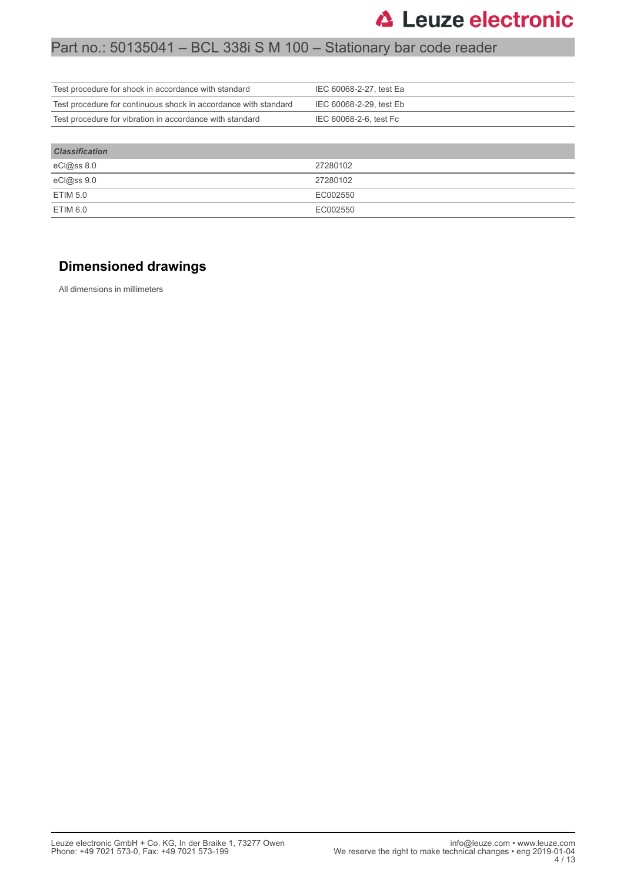| | |
|---|---|
| Test procedure for shock in accordance with standard | IEC 60068-2-27, test Ea |
| Test procedure for continuous shock in accordance with standard | IEC 60068-2-29, test Eb |
| Test procedure for vibration in accordance with standard | IEC 60068-2-6, test Fc |

| *Classification* | |
|---|---|
| eCl@ss 8.0 | 27280102 |
| eCl@ss 9.0 | 27280102 |
| ETIM 5.0 | EC002550 |
| ETIM 6.0 | EC002550 |

## Dimensioned drawings

All dimensions in millimeters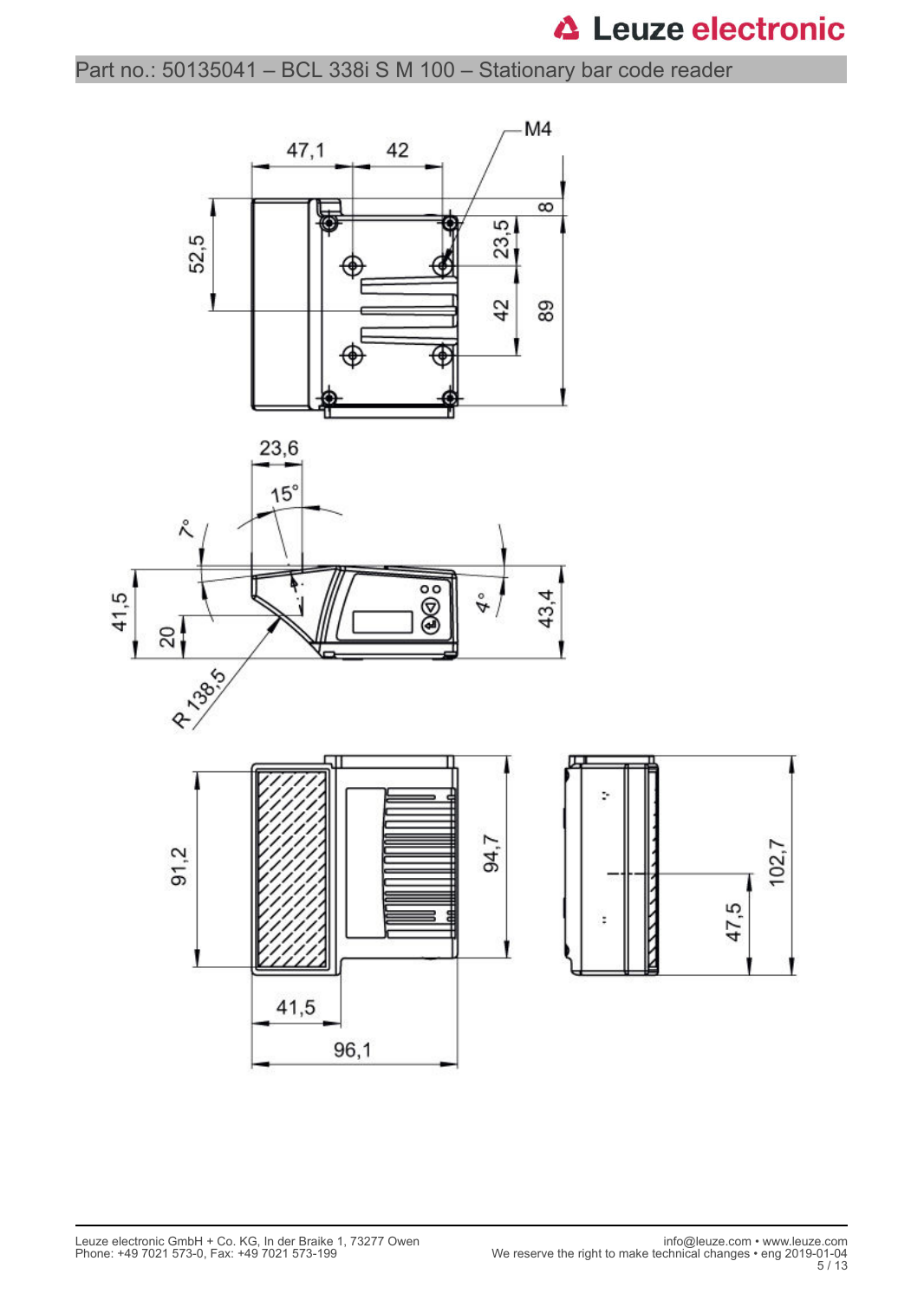Part no.: 50135041 – BCL 338i S M 100 – Stationary bar code reader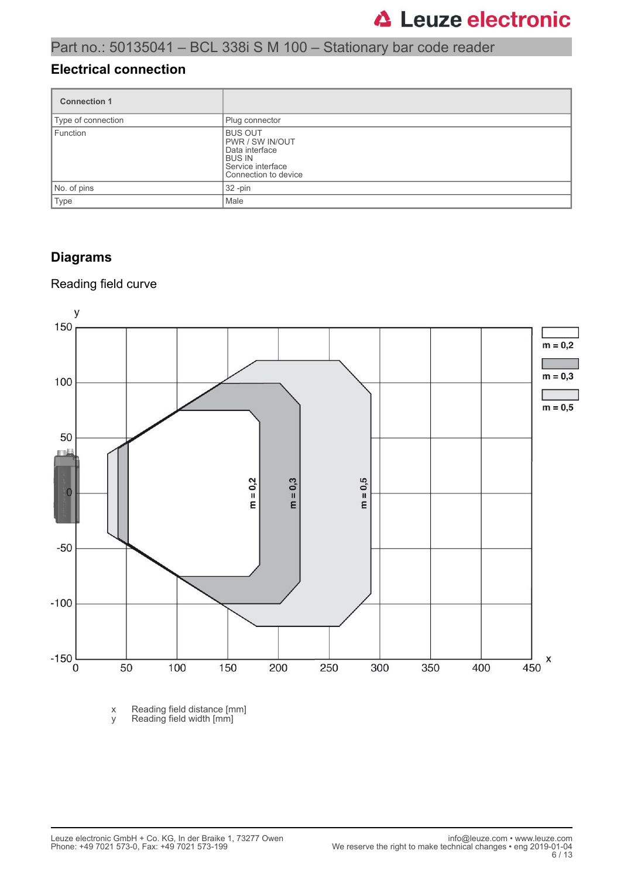## Electrical connection

| Connection 1 | |
|---|---|
| Type of connection | Plug connector |
| Function | BUS OUT<br>PWR / SW IN/OUT<br>Data interface<br>BUS IN<br>Service interface<br>Connection to device |
| No. of pins | 32 -pin |
| Type | Male |

## Diagrams

### Reading field curve

x Reading field distance [mm]
y Reading field width [mm]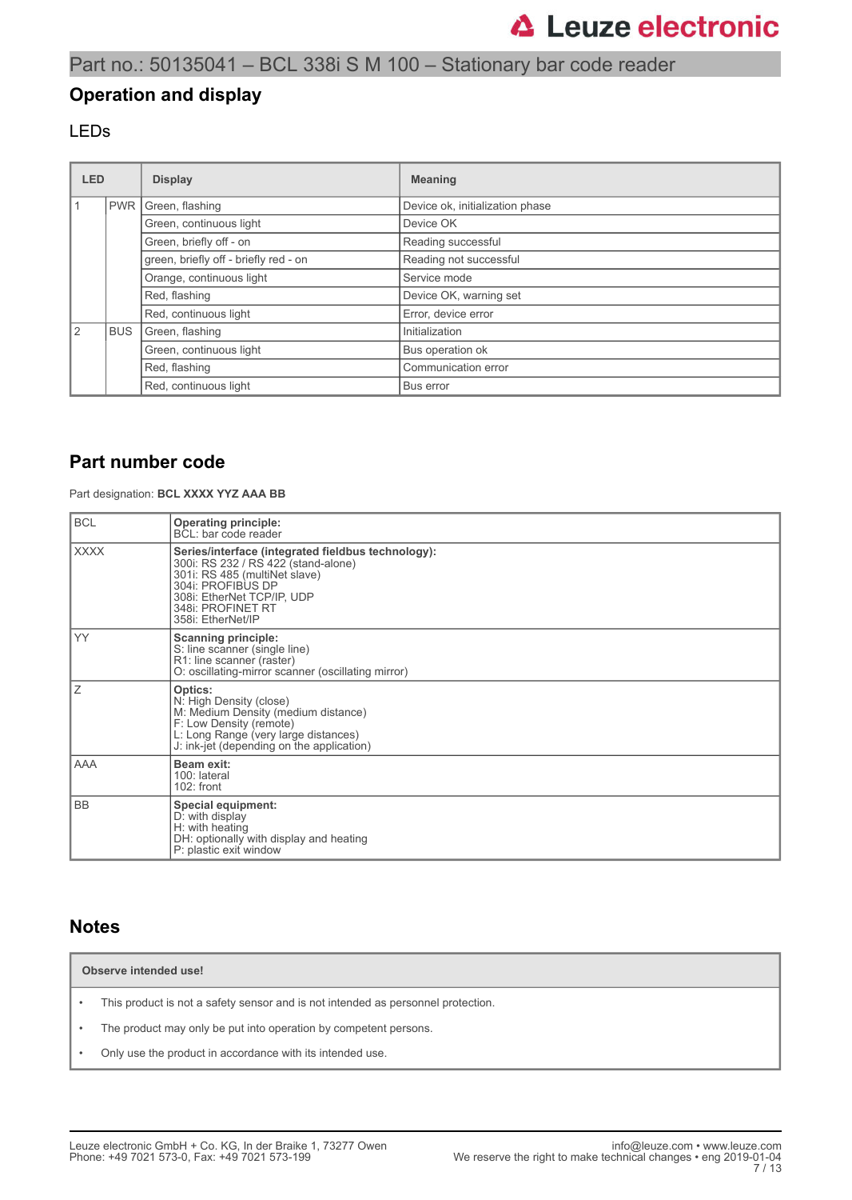Part no.: 50135041 – BCL 338i S M 100 – Stationary bar code reader

## Operation and display

### LEDs

| LED | | Display | Meaning |
|---|---|---|---|
| 1 | PWR | Green, flashing | Device ok, initialization phase |
| | | Green, continuous light | Device OK |
| | | Green, briefly off - on | Reading successful |
| | | green, briefly off - briefly red - on | Reading not successful |
| | | Orange, continuous light | Service mode |
| | | Red, flashing | Device OK, warning set |
| | | Red, continuous light | Error, device error |
| 2 | BUS | Green, flashing | Initialization |
| | | Green, continuous light | Bus operation ok |
| | | Red, flashing | Communication error |
| | | Red, continuous light | Bus error |

## Part number code

Part designation: **BCL XXXX YYZ AAA BB**

| | |
|---|---|
| BCL | **Operating principle:**<br>BCL: bar code reader |
| XXXX | **Series/interface (integrated fieldbus technology):**<br>300i: RS 232 / RS 422 (stand-alone)<br>301i: RS 485 (multiNet slave)<br>304i: PROFIBUS DP<br>308i: EtherNet TCP/IP, UDP<br>348i: PROFINET RT<br>358i: EtherNet/IP |
| YY | **Scanning principle:**<br>S: line scanner (single line)<br>R1: line scanner (raster)<br>O: oscillating-mirror scanner (oscillating mirror) |
| Z | **Optics:**<br>N: High Density (close)<br>M: Medium Density (medium distance)<br>F: Low Density (remote)<br>L: Long Range (very large distances)<br>J: ink-jet (depending on the application) |
| AAA | **Beam exit:**<br>100: lateral<br>102: front |
| BB | **Special equipment:**<br>D: with display<br>H: with heating<br>DH: optionally with display and heating<br>P: plastic exit window |

## Notes

**Observe intended use!**

- This product is not a safety sensor and is not intended as personnel protection.
- The product may only be put into operation by competent persons.
- Only use the product in accordance with its intended use.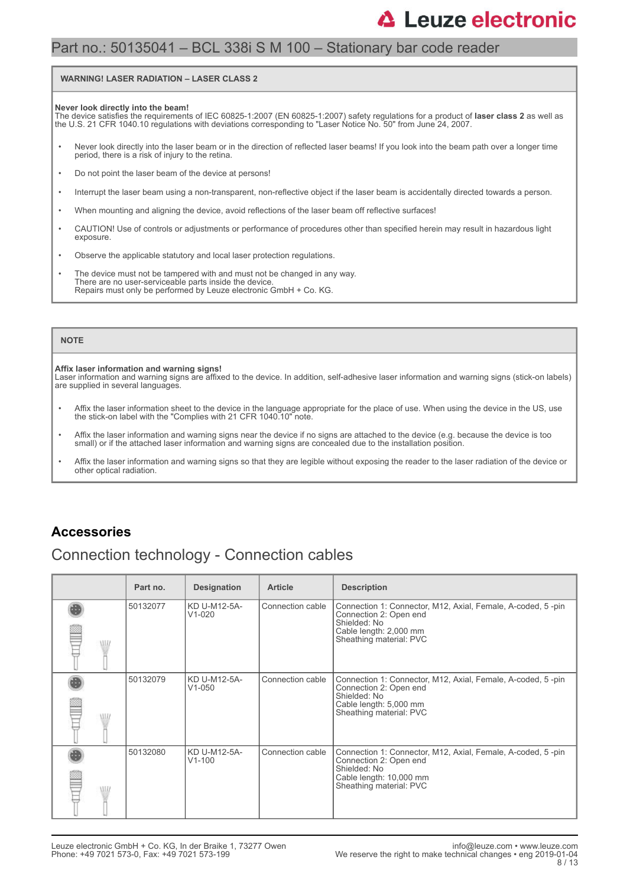## WARNING! LASER RADIATION – LASER CLASS 2

**Never look directly into the beam!**
The device satisfies the requirements of IEC 60825-1:2007 (EN 60825-1:2007) safety regulations for a product of **laser class 2** as well as the U.S. 21 CFR 1040.10 regulations with deviations corresponding to "Laser Notice No. 50" from June 24, 2007.

- Never look directly into the laser beam or in the direction of reflected laser beams! If you look into the beam path over a longer time period, there is a risk of injury to the retina.
- Do not point the laser beam of the device at persons!
- Interrupt the laser beam using a non-transparent, non-reflective object if the laser beam is accidentally directed towards a person.
- When mounting and aligning the device, avoid reflections of the laser beam off reflective surfaces!
- CAUTION! Use of controls or adjustments or performance of procedures other than specified herein may result in hazardous light exposure.
- Observe the applicable statutory and local laser protection regulations.
- The device must not be tampered with and must not be changed in any way.
  There are no user-serviceable parts inside the device.
  Repairs must only be performed by Leuze electronic GmbH + Co. KG.

## NOTE

**Affix laser information and warning signs!**
Laser information and warning signs are affixed to the device. In addition, self-adhesive laser information and warning signs (stick-on labels) are supplied in several languages.

- Affix the laser information sheet to the device in the language appropriate for the place of use. When using the device in the US, use the stick-on label with the "Complies with 21 CFR 1040.10" note.
- Affix the laser information and warning signs near the device if no signs are attached to the device (e.g. because the device is too small) or if the attached laser information and warning signs are concealed due to the installation position.
- Affix the laser information and warning signs so that they are legible without exposing the reader to the laser radiation of the device or other optical radiation.

# Accessories

## Connection technology - Connection cables

| | Part no. | Designation | Article | Description |
|---|---|---|---|---|
| | 50132077 | KD U-M12-5A-V1-020 | Connection cable | Connection 1: Connector, M12, Axial, Female, A-coded, 5 -pin<br>Connection 2: Open end<br>Shielded: No<br>Cable length: 2,000 mm<br>Sheathing material: PVC |
| | 50132079 | KD U-M12-5A-V1-050 | Connection cable | Connection 1: Connector, M12, Axial, Female, A-coded, 5 -pin<br>Connection 2: Open end<br>Shielded: No<br>Cable length: 5,000 mm<br>Sheathing material: PVC |
| | 50132080 | KD U-M12-5A-V1-100 | Connection cable | Connection 1: Connector, M12, Axial, Female, A-coded, 5 -pin<br>Connection 2: Open end<br>Shielded: No<br>Cable length: 10,000 mm<br>Sheathing material: PVC |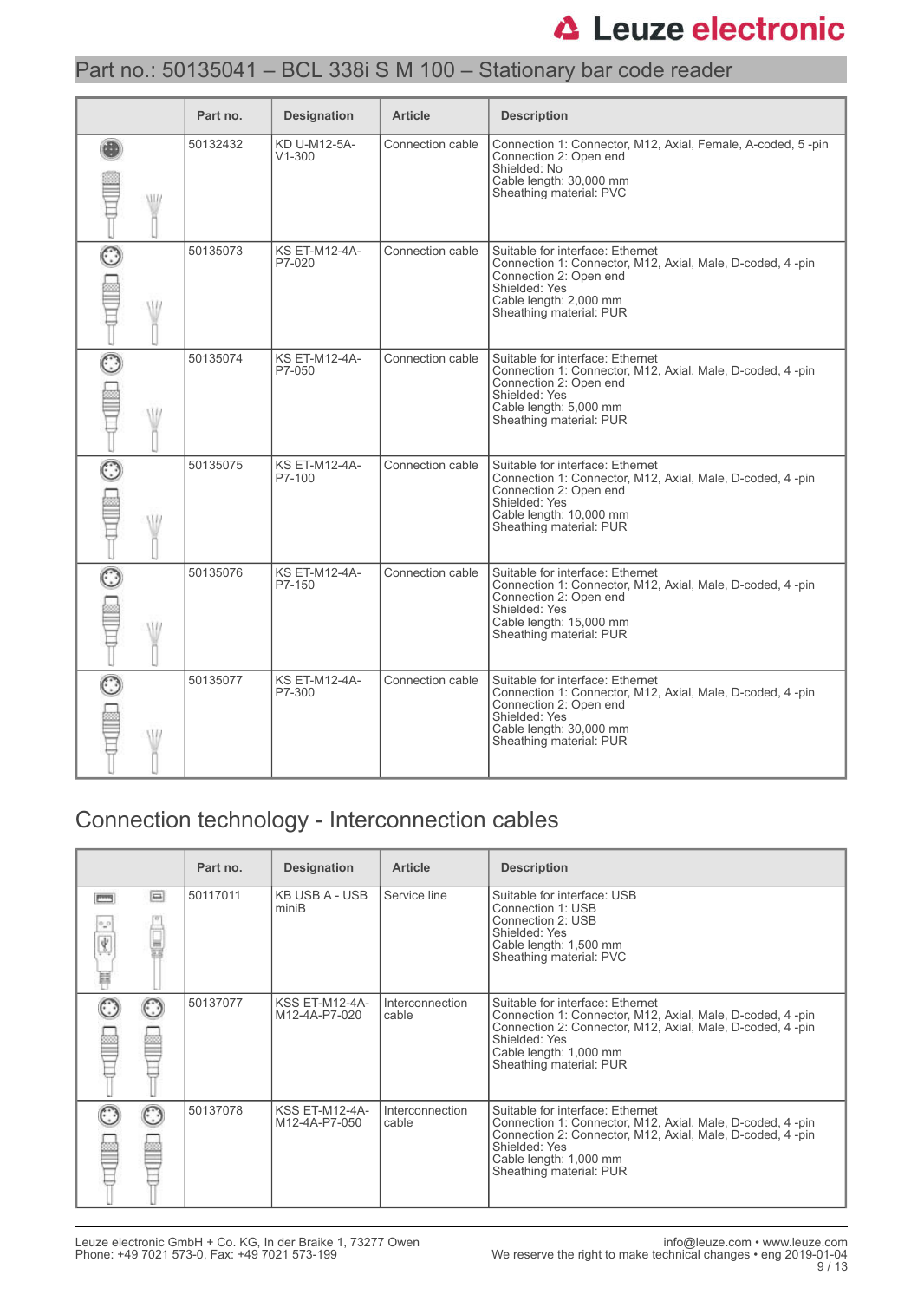Part no.: 50135041 – BCL 338i S M 100 – Stationary bar code reader

| | Part no. | Designation | Article | Description |
|---|---|---|---|---|
| | 50132432 | KD U-M12-5A-V1-300 | Connection cable | Connection 1: Connector, M12, Axial, Female, A-coded, 5 -pin<br>Connection 2: Open end<br>Shielded: No<br>Cable length: 30,000 mm<br>Sheathing material: PVC |
| | 50135073 | KS ET-M12-4A-P7-020 | Connection cable | Suitable for interface: Ethernet<br>Connection 1: Connector, M12, Axial, Male, D-coded, 4 -pin<br>Connection 2: Open end<br>Shielded: Yes<br>Cable length: 2,000 mm<br>Sheathing material: PUR |
| | 50135074 | KS ET-M12-4A-P7-050 | Connection cable | Suitable for interface: Ethernet<br>Connection 1: Connector, M12, Axial, Male, D-coded, 4 -pin<br>Connection 2: Open end<br>Shielded: Yes<br>Cable length: 5,000 mm<br>Sheathing material: PUR |
| | 50135075 | KS ET-M12-4A-P7-100 | Connection cable | Suitable for interface: Ethernet<br>Connection 1: Connector, M12, Axial, Male, D-coded, 4 -pin<br>Connection 2: Open end<br>Shielded: Yes<br>Cable length: 10,000 mm<br>Sheathing material: PUR |
| | 50135076 | KS ET-M12-4A-P7-150 | Connection cable | Suitable for interface: Ethernet<br>Connection 1: Connector, M12, Axial, Male, D-coded, 4 -pin<br>Connection 2: Open end<br>Shielded: Yes<br>Cable length: 15,000 mm<br>Sheathing material: PUR |
| | 50135077 | KS ET-M12-4A-P7-300 | Connection cable | Suitable for interface: Ethernet<br>Connection 1: Connector, M12, Axial, Male, D-coded, 4 -pin<br>Connection 2: Open end<br>Shielded: Yes<br>Cable length: 30,000 mm<br>Sheathing material: PUR |

## Connection technology - Interconnection cables

| | Part no. | Designation | Article | Description |
|---|---|---|---|---|
| | 50117011 | KB USB A - USB miniB | Service line | Suitable for interface: USB<br>Connection 1: USB<br>Connection 2: USB<br>Shielded: Yes<br>Cable length: 1,500 mm<br>Sheathing material: PVC |
| | 50137077 | KSS ET-M12-4A-M12-4A-P7-020 | Interconnection cable | Suitable for interface: Ethernet<br>Connection 1: Connector, M12, Axial, Male, D-coded, 4 -pin<br>Connection 2: Connector, M12, Axial, Male, D-coded, 4 -pin<br>Shielded: Yes<br>Cable length: 1,000 mm<br>Sheathing material: PUR |
| | 50137078 | KSS ET-M12-4A-M12-4A-P7-050 | Interconnection cable | Suitable for interface: Ethernet<br>Connection 1: Connector, M12, Axial, Male, D-coded, 4 -pin<br>Connection 2: Connector, M12, Axial, Male, D-coded, 4 -pin<br>Shielded: Yes<br>Cable length: 1,000 mm<br>Sheathing material: PUR |

Leuze electronic GmbH + Co. KG, In der Braike 1, 73277 Owen
Phone: +49 7021 573-0, Fax: +49 7021 573-199

info@leuze.com • www.leuze.com
We reserve the right to make technical changes • eng 2019-01-04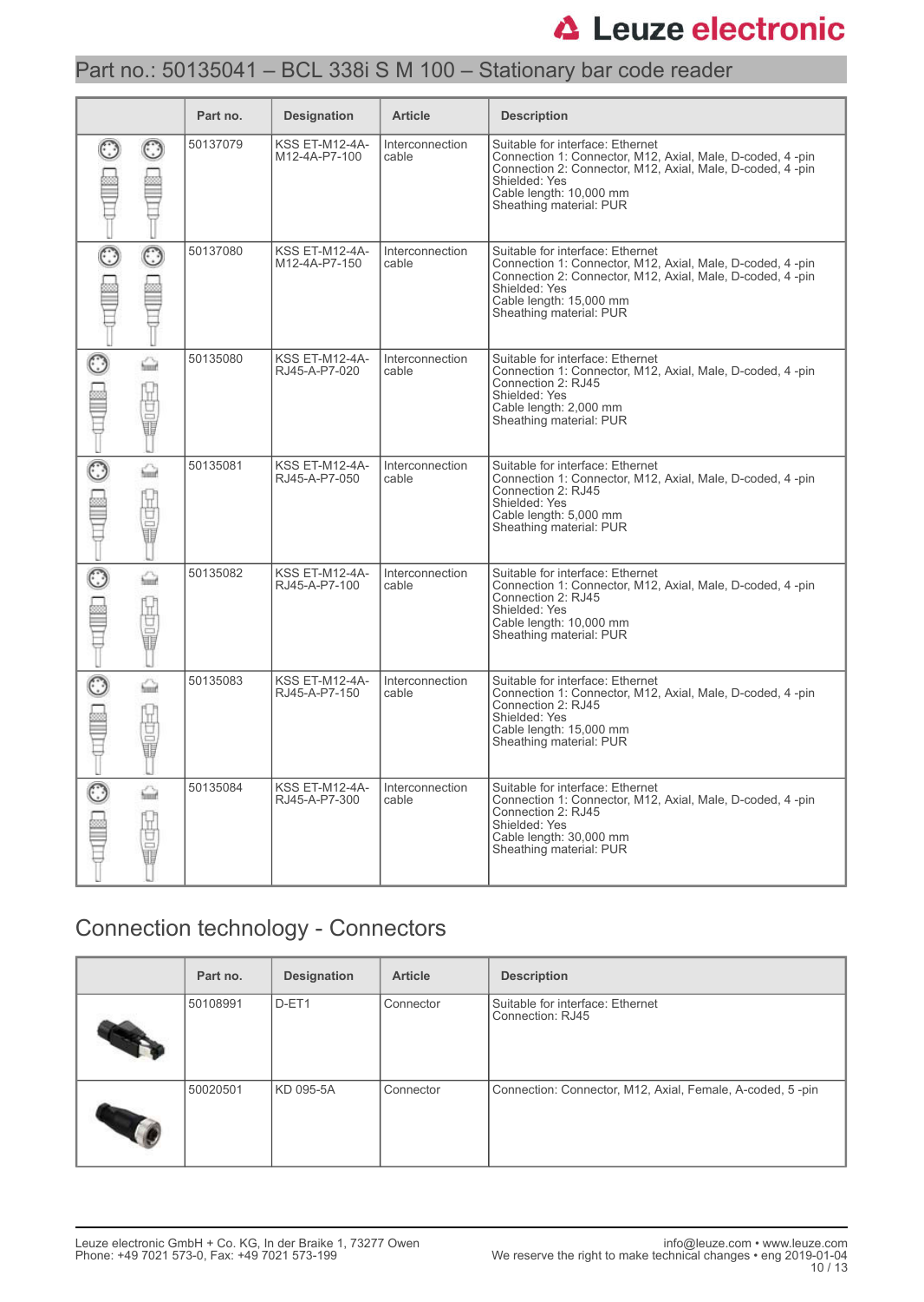## Part no.: 50135041 – BCL 338i S M 100 – Stationary bar code reader

| | Part no. | Designation | Article | Description |
|---|---|---|---|---|
| | 50137079 | KSS ET-M12-4A-M12-4A-P7-100 | Interconnection cable | Suitable for interface: Ethernet<br>Connection 1: Connector, M12, Axial, Male, D-coded, 4 -pin<br>Connection 2: Connector, M12, Axial, Male, D-coded, 4 -pin<br>Shielded: Yes<br>Cable length: 10,000 mm<br>Sheathing material: PUR |
| | 50137080 | KSS ET-M12-4A-M12-4A-P7-150 | Interconnection cable | Suitable for interface: Ethernet<br>Connection 1: Connector, M12, Axial, Male, D-coded, 4 -pin<br>Connection 2: Connector, M12, Axial, Male, D-coded, 4 -pin<br>Shielded: Yes<br>Cable length: 15,000 mm<br>Sheathing material: PUR |
| | 50135080 | KSS ET-M12-4A-RJ45-A-P7-020 | Interconnection cable | Suitable for interface: Ethernet<br>Connection 1: Connector, M12, Axial, Male, D-coded, 4 -pin<br>Connection 2: RJ45<br>Shielded: Yes<br>Cable length: 2,000 mm<br>Sheathing material: PUR |
| | 50135081 | KSS ET-M12-4A-RJ45-A-P7-050 | Interconnection cable | Suitable for interface: Ethernet<br>Connection 1: Connector, M12, Axial, Male, D-coded, 4 -pin<br>Connection 2: RJ45<br>Shielded: Yes<br>Cable length: 5,000 mm<br>Sheathing material: PUR |
| | 50135082 | KSS ET-M12-4A-RJ45-A-P7-100 | Interconnection cable | Suitable for interface: Ethernet<br>Connection 1: Connector, M12, Axial, Male, D-coded, 4 -pin<br>Connection 2: RJ45<br>Shielded: Yes<br>Cable length: 10,000 mm<br>Sheathing material: PUR |
| | 50135083 | KSS ET-M12-4A-RJ45-A-P7-150 | Interconnection cable | Suitable for interface: Ethernet<br>Connection 1: Connector, M12, Axial, Male, D-coded, 4 -pin<br>Connection 2: RJ45<br>Shielded: Yes<br>Cable length: 15,000 mm<br>Sheathing material: PUR |
| | 50135084 | KSS ET-M12-4A-RJ45-A-P7-300 | Interconnection cable | Suitable for interface: Ethernet<br>Connection 1: Connector, M12, Axial, Male, D-coded, 4 -pin<br>Connection 2: RJ45<br>Shielded: Yes<br>Cable length: 30,000 mm<br>Sheathing material: PUR |

## Connection technology - Connectors

| | Part no. | Designation | Article | Description |
|---|---|---|---|---|
| | 50108991 | D-ET1 | Connector | Suitable for interface: Ethernet<br>Connection: RJ45 |
| | 50020501 | KD 095-5A | Connector | Connection: Connector, M12, Axial, Female, A-coded, 5 -pin |

Leuze electronic GmbH + Co. KG, In der Braike 1, 73277 Owen
Phone: +49 7021 573-0, Fax: +49 7021 573-199

info@leuze.com • www.leuze.com
We reserve the right to make technical changes • eng 2019-01-04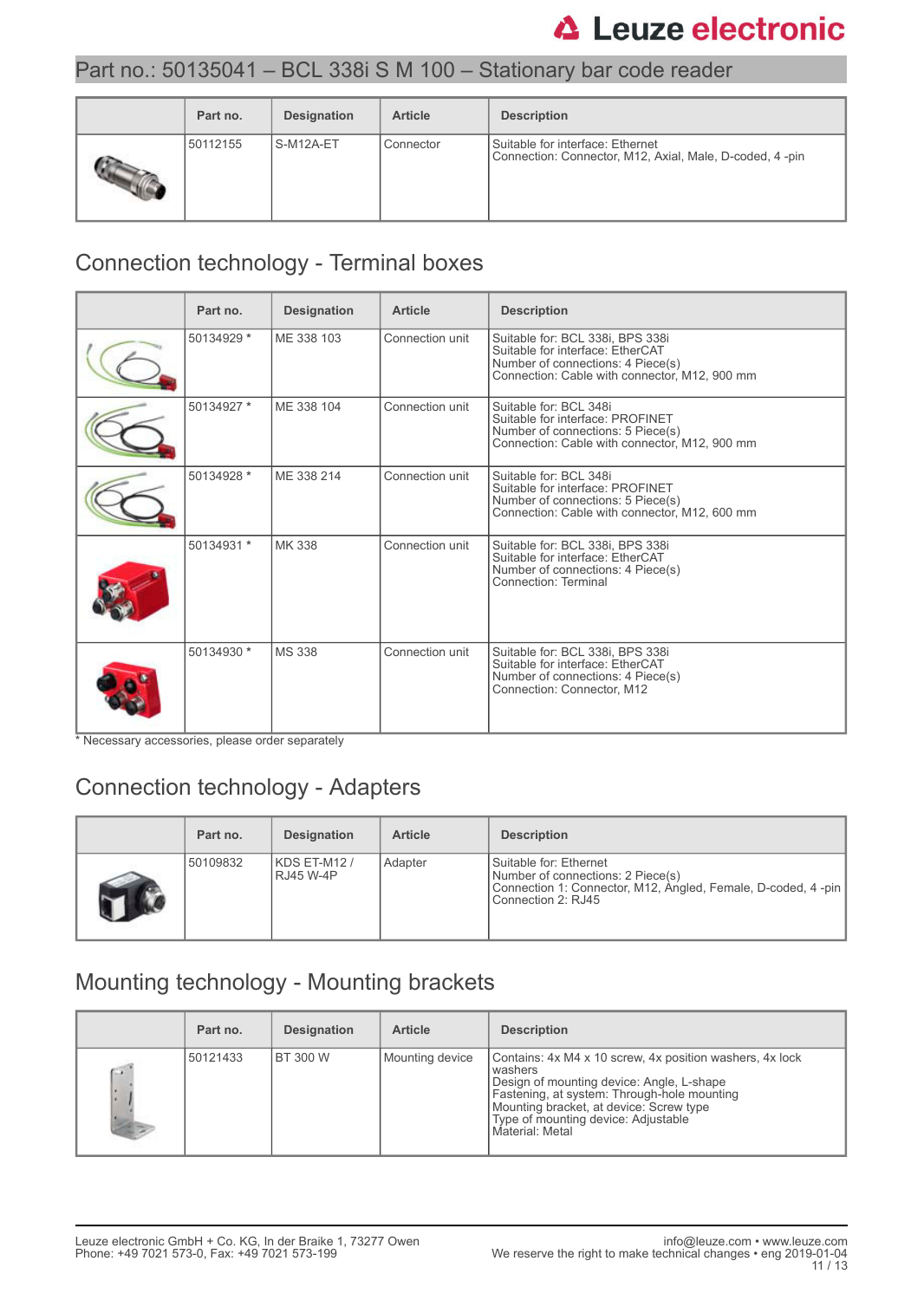## Part no.: 50135041 – BCL 338i S M 100 – Stationary bar code reader

| | Part no. | Designation | Article | Description |
|---|---|---|---|---|
| | 50112155 | S-M12A-ET | Connector | Suitable for interface: Ethernet<br>Connection: Connector, M12, Axial, Male, D-coded, 4 -pin |

## Connection technology - Terminal boxes

| | Part no. | Designation | Article | Description |
|---|---|---|---|---|
| | 50134929 * | ME 338 103 | Connection unit | Suitable for: BCL 338i, BPS 338i<br>Suitable for interface: EtherCAT<br>Number of connections: 4 Piece(s)<br>Connection: Cable with connector, M12, 900 mm |
| | 50134927 * | ME 338 104 | Connection unit | Suitable for: BCL 348i<br>Suitable for interface: PROFINET<br>Number of connections: 5 Piece(s)<br>Connection: Cable with connector, M12, 900 mm |
| | 50134928 * | ME 338 214 | Connection unit | Suitable for: BCL 348i<br>Suitable for interface: PROFINET<br>Number of connections: 5 Piece(s)<br>Connection: Cable with connector, M12, 600 mm |
| | 50134931 * | MK 338 | Connection unit | Suitable for: BCL 338i, BPS 338i<br>Suitable for interface: EtherCAT<br>Number of connections: 4 Piece(s)<br>Connection: Terminal |
| | 50134930 * | MS 338 | Connection unit | Suitable for: BCL 338i, BPS 338i<br>Suitable for interface: EtherCAT<br>Number of connections: 4 Piece(s)<br>Connection: Connector, M12 |

* Necessary accessories, please order separately

## Connection technology - Adapters

| | Part no. | Designation | Article | Description |
|---|---|---|---|---|
| | 50109832 | KDS ET-M12 / RJ45 W-4P | Adapter | Suitable for: Ethernet<br>Number of connections: 2 Piece(s)<br>Connection 1: Connector, M12, Angled, Female, D-coded, 4 -pin<br>Connection 2: RJ45 |

## Mounting technology - Mounting brackets

| | Part no. | Designation | Article | Description |
|---|---|---|---|---|
| | 50121433 | BT 300 W | Mounting device | Contains: 4x M4 x 10 screw, 4x position washers, 4x lock washers<br>Design of mounting device: Angle, L-shape<br>Fastening, at system: Through-hole mounting<br>Mounting bracket, at device: Screw type<br>Type of mounting device: Adjustable<br>Material: Metal |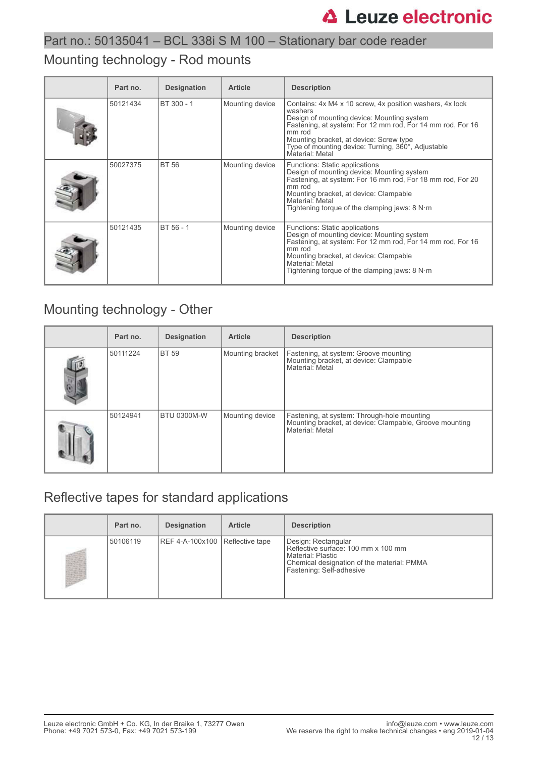Part no.: 50135041 – BCL 338i S M 100 – Stationary bar code reader

## Mounting technology - Rod mounts

| | Part no. | Designation | Article | Description |
|---|---|---|---|---|
| | 50121434 | BT 300 - 1 | Mounting device | Contains: 4x M4 x 10 screw, 4x position washers, 4x lock washers<br>Design of mounting device: Mounting system<br>Fastening, at system: For 12 mm rod, For 14 mm rod, For 16 mm rod<br>Mounting bracket, at device: Screw type<br>Type of mounting device: Turning, 360°, Adjustable<br>Material: Metal |
| | 50027375 | BT 56 | Mounting device | Functions: Static applications<br>Design of mounting device: Mounting system<br>Fastening, at system: For 16 mm rod, For 18 mm rod, For 20 mm rod<br>Mounting bracket, at device: Clampable<br>Material: Metal<br>Tightening torque of the clamping jaws: 8 N·m |
| | 50121435 | BT 56 - 1 | Mounting device | Functions: Static applications<br>Design of mounting device: Mounting system<br>Fastening, at system: For 12 mm rod, For 14 mm rod, For 16 mm rod<br>Mounting bracket, at device: Clampable<br>Material: Metal<br>Tightening torque of the clamping jaws: 8 N·m |

## Mounting technology - Other

| | Part no. | Designation | Article | Description |
|---|---|---|---|---|
| | 50111224 | BT 59 | Mounting bracket | Fastening, at system: Groove mounting<br>Mounting bracket, at device: Clampable<br>Material: Metal |
| | 50124941 | BTU 0300M-W | Mounting device | Fastening, at system: Through-hole mounting<br>Mounting bracket, at device: Clampable, Groove mounting<br>Material: Metal |

## Reflective tapes for standard applications

| | Part no. | Designation | Article | Description |
|---|---|---|---|---|
| | 50106119 | REF 4-A-100x100 | Reflective tape | Design: Rectangular<br>Reflective surface: 100 mm x 100 mm<br>Material: Plastic<br>Chemical designation of the material: PMMA<br>Fastening: Self-adhesive |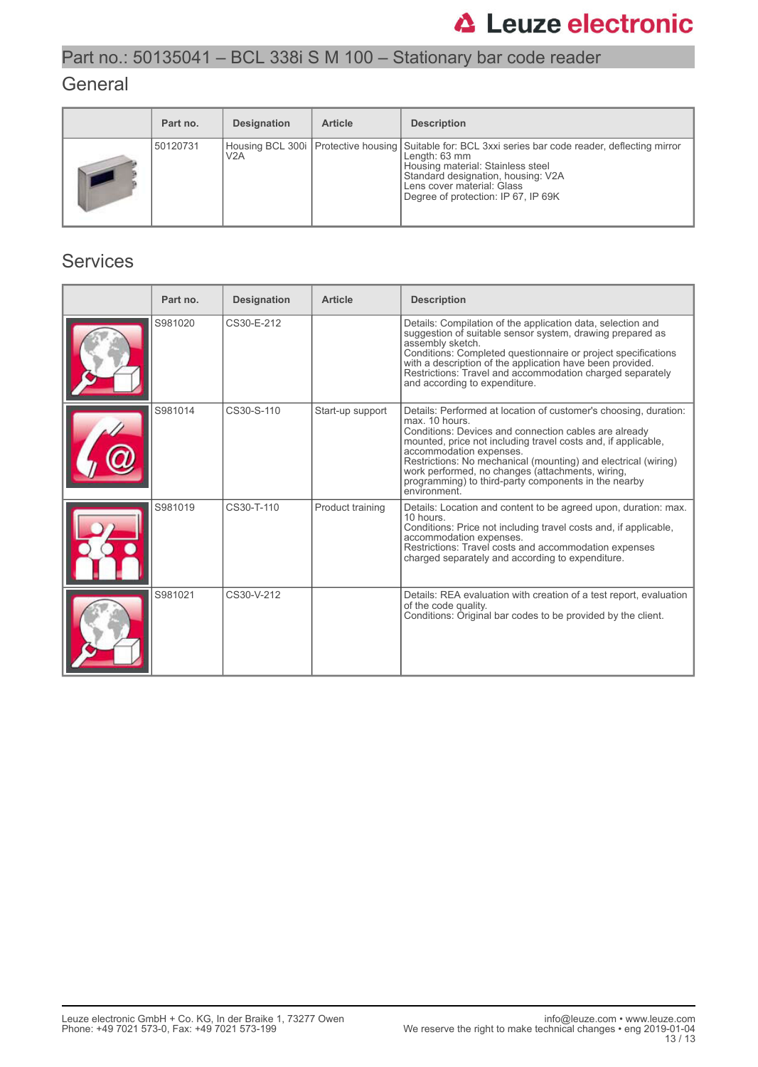Part no.: 50135041 – BCL 338i S M 100 – Stationary bar code reader

## General

| | Part no. | Designation | Article | Description |
|---|---|---|---|---|
| | 50120731 | Housing BCL 300i V2A | Protective housing | Suitable for: BCL 3xxi series bar code reader, deflecting mirror<br>Length: 63 mm<br>Housing material: Stainless steel<br>Standard designation, housing: V2A<br>Lens cover material: Glass<br>Degree of protection: IP 67, IP 69K |

## Services

| | Part no. | Designation | Article | Description |
|---|---|---|---|---|
| | S981020 | CS30-E-212 | | Details: Compilation of the application data, selection and suggestion of suitable sensor system, drawing prepared as assembly sketch.<br>Conditions: Completed questionnaire or project specifications with a description of the application have been provided.<br>Restrictions: Travel and accommodation charged separately and according to expenditure. |
| | S981014 | CS30-S-110 | Start-up support | Details: Performed at location of customer's choosing, duration: max. 10 hours.<br>Conditions: Devices and connection cables are already mounted, price not including travel costs and, if applicable, accommodation expenses.<br>Restrictions: No mechanical (mounting) and electrical (wiring) work performed, no changes (attachments, wiring, programming) to third-party components in the nearby environment. |
| | S981019 | CS30-T-110 | Product training | Details: Location and content to be agreed upon, duration: max. 10 hours.<br>Conditions: Price not including travel costs and, if applicable, accommodation expenses.<br>Restrictions: Travel costs and accommodation expenses charged separately and according to expenditure. |
| | S981021 | CS30-V-212 | | Details: REA evaluation with creation of a test report, evaluation of the code quality.<br>Conditions: Original bar codes to be provided by the client. |

Leuze electronic GmbH + Co. KG, In der Braike 1, 73277 Owen
Phone: +49 7021 573-0, Fax: +49 7021 573-199

info@leuze.com • www.leuze.com
We reserve the right to make technical changes • eng 2019-01-04